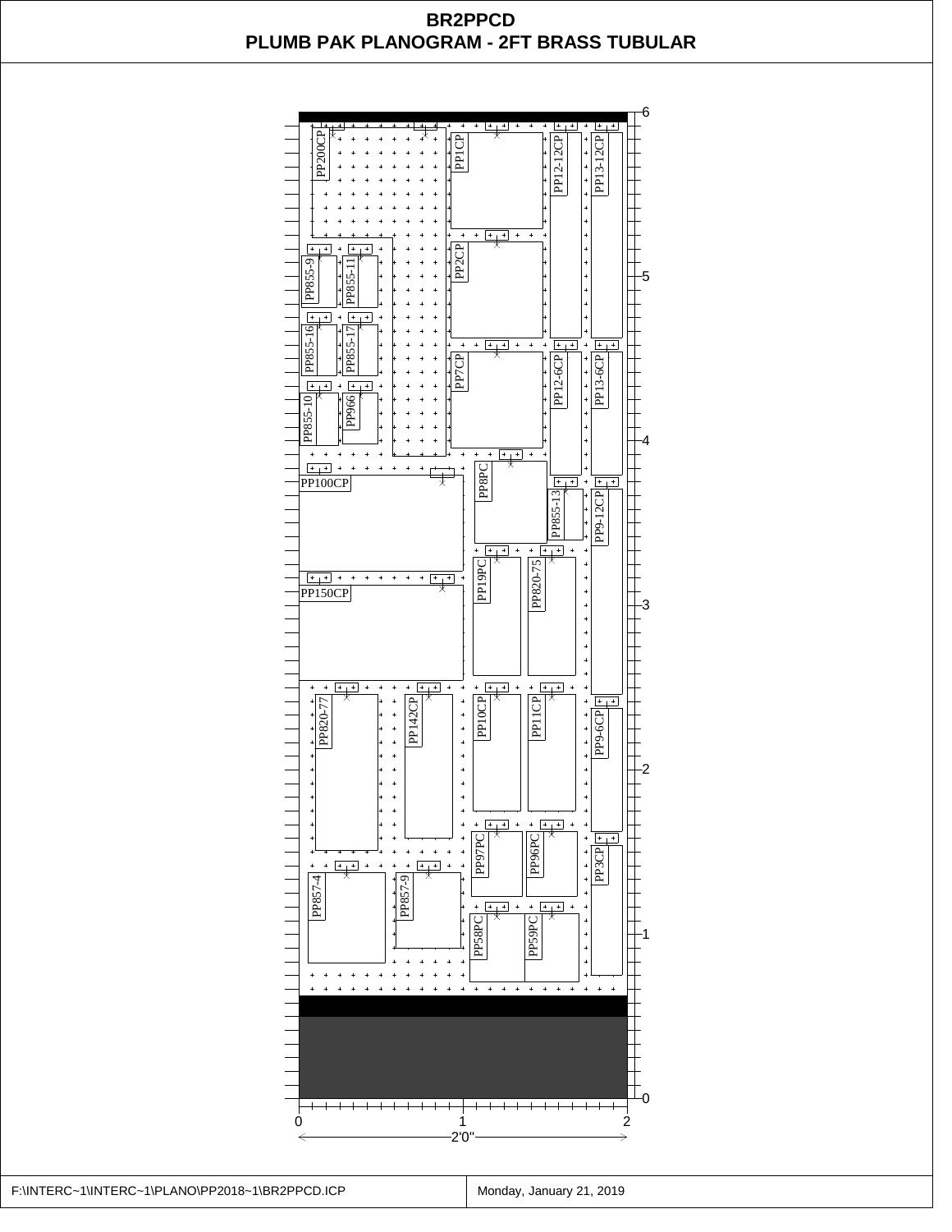# BR2PPCD
## PLUMB PAK PLANOGRAM - 2FT BRASS TUBULAR

PP200CP

PP1CP

PP12-12CP

PP13-12CP

PP855-9

PP855-11

PP2CP

PP855-16

PP855-17

PP7CP

PP12-6CP

PP13-6CP

PP855-10

PP966

PP8PC

PP100CP

PP855-13

PP9-12CP

PP19PC

PP820-75

PP150CP

PP820-77

PP142CP

PP10CP

PP11CP

PP9-6CP

PP97PC

PP96PC

PP3CP

PP857-4

PP857-9

PP58PC

PP59PC

6

5

4

3

2

1

0

0 1 2

2'0"

F:\INTERC~1\INTERC~1\PLANO\PP2018~1\BR2PPCD.ICP | Monday, January 21, 2019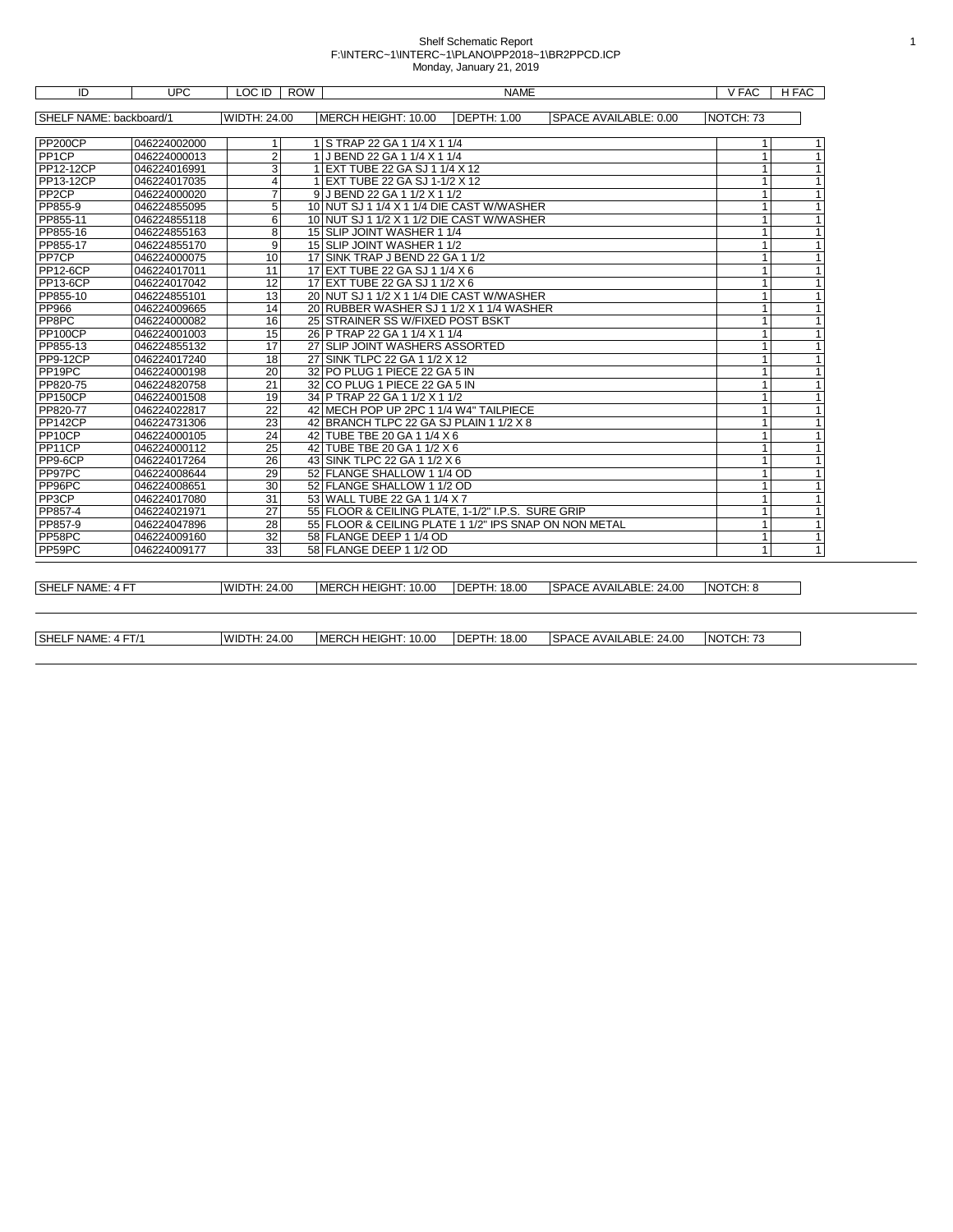Shelf Schematic Report
F:\INTERC~1\INTERC~1\PLANO\PP2018~1\BR2PPCD.ICP
Monday, January 21, 2019

| ID | UPC | LOC ID | ROW | NAME | V FAC | H FAC |
|---|---|---|---|---|---|---|
| SHELF NAME: backboard/1 | | WIDTH: 24.00 | | MERCH HEIGHT: 10.00 DEPTH: 1.00 SPACE AVAILABLE: 0.00 | NOTCH: 73 | |
| PP200CP | 046224002000 | 1 | 1 | S TRAP 22 GA 1 1/4 X 1 1/4 | 1 | 1 |
| PP1CP | 046224000013 | 2 | 1 | J BEND 22 GA 1 1/4 X 1 1/4 | 1 | 1 |
| PP12-12CP | 046224016991 | 3 | 1 | EXT TUBE 22 GA SJ 1 1/4 X 12 | 1 | 1 |
| PP13-12CP | 046224017035 | 4 | 1 | EXT TUBE 22 GA SJ 1-1/2 X 12 | 1 | 1 |
| PP2CP | 046224000020 | 7 | 9 | J BEND 22 GA 1 1/2 X 1 1/2 | 1 | 1 |
| PP855-9 | 046224855095 | 5 | 10 | NUT SJ 1 1/4 X 1 1/4 DIE CAST W/WASHER | 1 | 1 |
| PP855-11 | 046224855118 | 6 | 10 | NUT SJ 1 1/2 X 1 1/2 DIE CAST W/WASHER | 1 | 1 |
| PP855-16 | 046224855163 | 8 | 15 | SLIP JOINT WASHER 1 1/4 | 1 | 1 |
| PP855-17 | 046224855170 | 9 | 15 | SLIP JOINT WASHER 1 1/2 | 1 | 1 |
| PP7CP | 046224000075 | 10 | 17 | SINK TRAP J BEND 22 GA 1 1/2 | 1 | 1 |
| PP12-6CP | 046224017011 | 11 | 17 | EXT TUBE 22 GA SJ 1 1/4 X 6 | 1 | 1 |
| PP13-6CP | 046224017042 | 12 | 17 | EXT TUBE 22 GA SJ 1 1/2 X 6 | 1 | 1 |
| PP855-10 | 046224855101 | 13 | 20 | NUT SJ 1 1/2 X 1 1/4 DIE CAST W/WASHER | 1 | 1 |
| PP966 | 046224009665 | 14 | 20 | RUBBER WASHER SJ 1 1/2 X 1 1/4 WASHER | 1 | 1 |
| PP8PC | 046224000082 | 16 | 25 | STRAINER SS W/FIXED POST BSKT | 1 | 1 |
| PP100CP | 046224001003 | 15 | 26 | P TRAP 22 GA 1 1/4 X 1 1/4 | 1 | 1 |
| PP855-13 | 046224855132 | 17 | 27 | SLIP JOINT WASHERS ASSORTED | 1 | 1 |
| PP9-12CP | 046224017240 | 18 | 27 | SINK TLPC 22 GA 1 1/2 X 12 | 1 | 1 |
| PP19PC | 046224000198 | 20 | 32 | PO PLUG 1 PIECE 22 GA 5 IN | 1 | 1 |
| PP820-75 | 046224820758 | 21 | 32 | CO PLUG 1 PIECE 22 GA 5 IN | 1 | 1 |
| PP150CP | 046224001508 | 19 | 34 | P TRAP 22 GA 1 1/2 X 1 1/2 | 1 | 1 |
| PP820-77 | 046224022817 | 22 | 42 | MECH POP UP 2PC 1 1/4 W4" TAILPIECE | 1 | 1 |
| PP142CP | 046224731306 | 23 | 42 | BRANCH TLPC 22 GA SJ PLAIN 1 1/2 X 8 | 1 | 1 |
| PP10CP | 046224000105 | 24 | 42 | TUBE TBE 20 GA 1 1/4 X 6 | 1 | 1 |
| PP11CP | 046224000112 | 25 | 42 | TUBE TBE 20 GA 1 1/2 X 6 | 1 | 1 |
| PP9-6CP | 046224017264 | 26 | 43 | SINK TLPC 22 GA 1 1/2 X 6 | 1 | 1 |
| PP97PC | 046224008644 | 29 | 52 | FLANGE SHALLOW 1 1/4 OD | 1 | 1 |
| PP96PC | 046224008651 | 30 | 52 | FLANGE SHALLOW 1 1/2 OD | 1 | 1 |
| PP3CP | 046224017080 | 31 | 53 | WALL TUBE 22 GA 1 1/4 X 7 | 1 | 1 |
| PP857-4 | 046224021971 | 27 | 55 | FLOOR & CEILING PLATE, 1-1/2" I.P.S. SURE GRIP | 1 | 1 |
| PP857-9 | 046224047896 | 28 | 55 | FLOOR & CEILING PLATE 1 1/2" IPS SNAP ON NON METAL | 1 | 1 |
| PP58PC | 046224009160 | 32 | 58 | FLANGE DEEP 1 1/4 OD | 1 | 1 |
| PP59PC | 046224009177 | 33 | 58 | FLANGE DEEP 1 1/2 OD | 1 | 1 |

| SHELF NAME: 4 FT | WIDTH: 24.00 | MERCH HEIGHT: 10.00 | DEPTH: 18.00 | SPACE AVAILABLE: 24.00 | NOTCH: 8 |
|---|---|---|---|---|---|

| SHELF NAME: 4 FT/1 | WIDTH: 24.00 | MERCH HEIGHT: 10.00 | DEPTH: 18.00 | SPACE AVAILABLE: 24.00 | NOTCH: 73 |
|---|---|---|---|---|---|